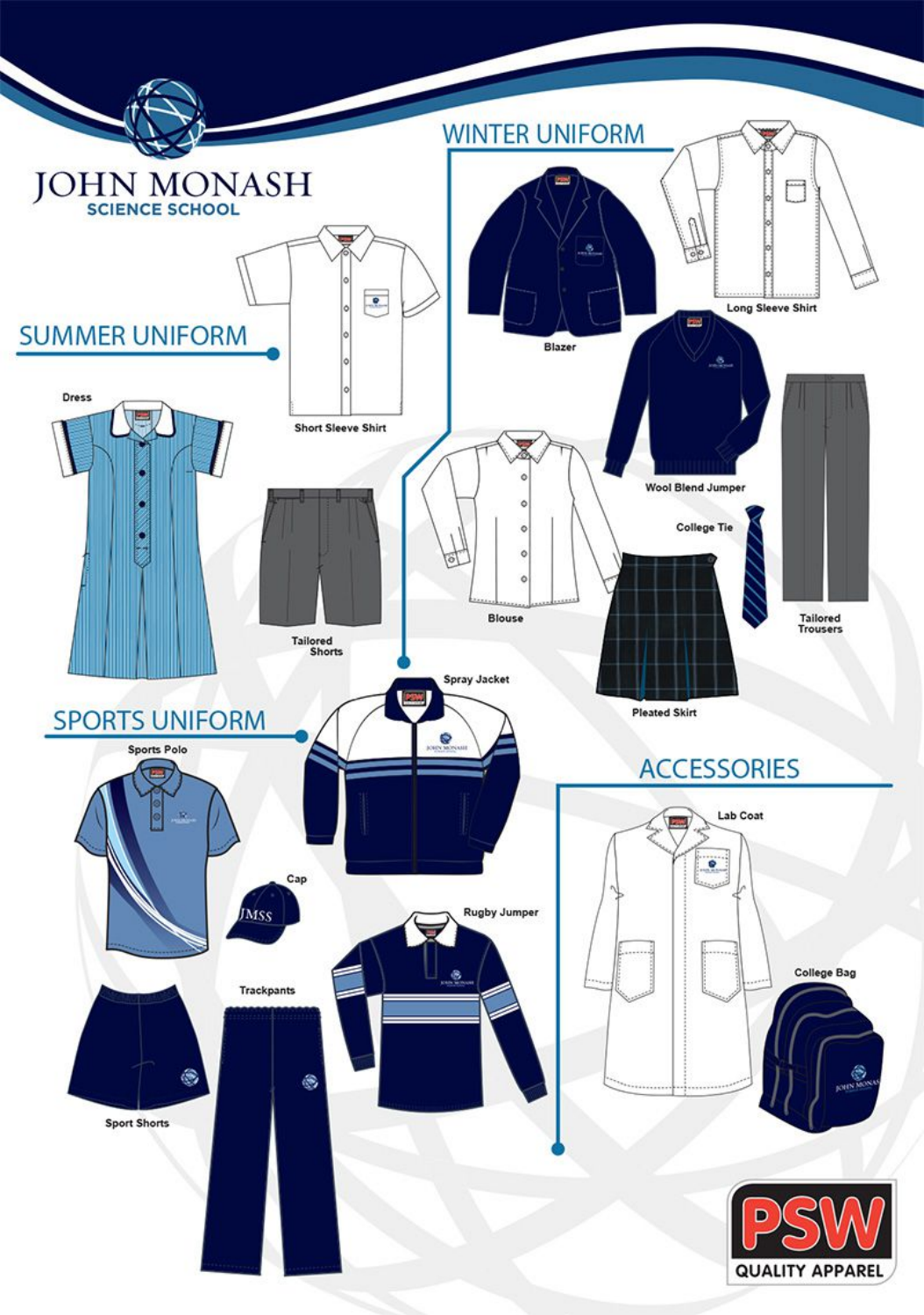# JOHN MONASH SCIENCE SCHOOL

## SUMMER UNIFORM

- Short Sleeve Shirt
- Dress
- Tailored Shorts

## WINTER UNIFORM

- Blazer
- Long Sleeve Shirt
- Wool Blend Jumper
- Blouse
- College Tie
- Tailored Trousers
- Pleated Skirt

## SPORTS UNIFORM

- Spray Jacket
- Sports Polo
- Cap
- Rugby Jumper
- Trackpants
- Sport Shorts

## ACCESSORIES

- Lab Coat
- College Bag

PSW QUALITY APPAREL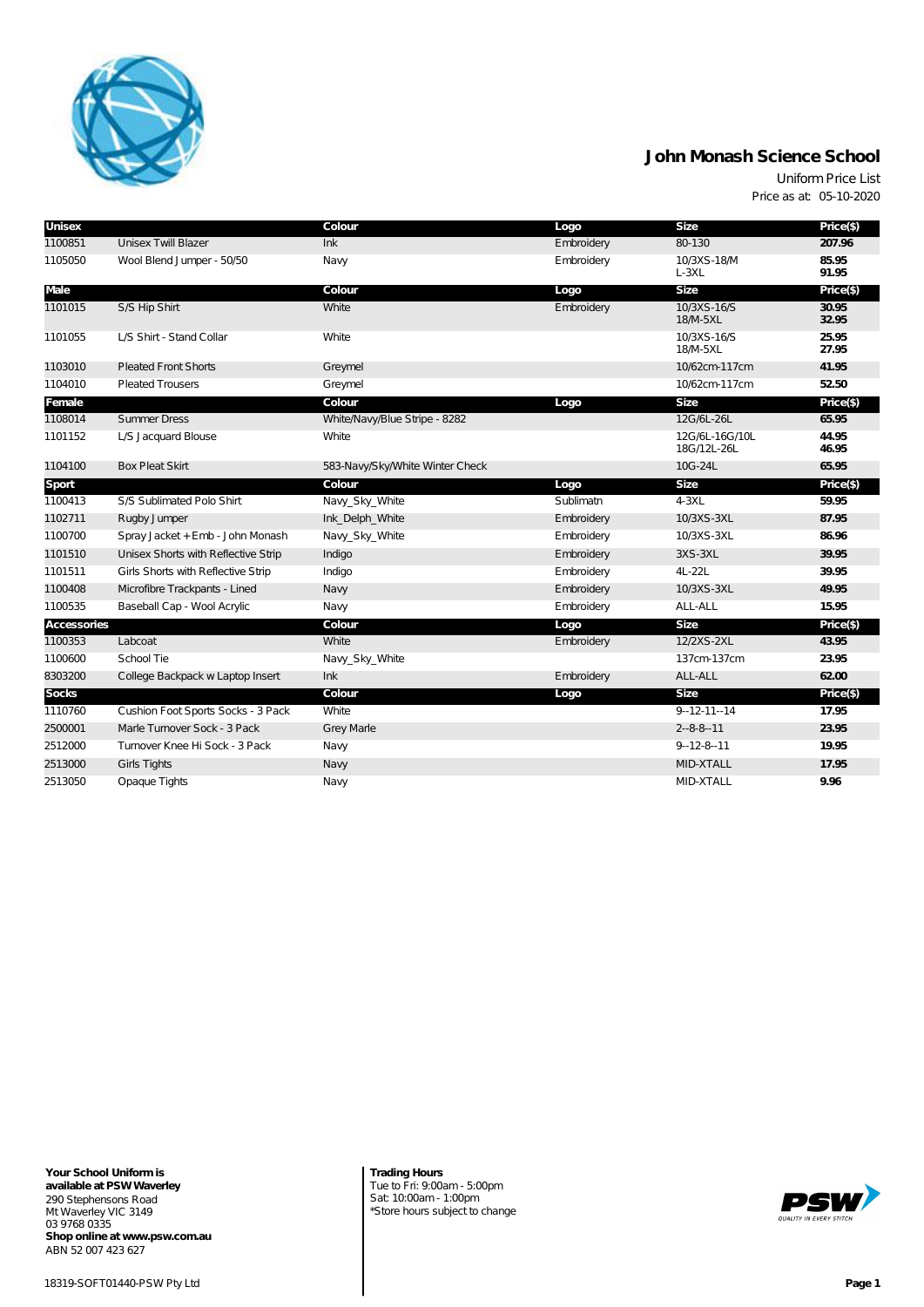# John Monash Science School

Uniform Price List

Price as at: 05-10-2020

| Unisex | | Colour | Logo | Size | Price($) |
|---|---|---|---|---|---|
| 1100851 | Unisex Twill Blazer | Ink | Embroidery | 80-130 | 207.96 |
| 1105050 | Wool Blend Jumper - 50/50 | Navy | Embroidery | 10/3XS-18/M<br>L-3XL | 85.95<br>91.95 |
| **Male** | | **Colour** | **Logo** | **Size** | **Price($)** |
| 1101015 | S/S Hip Shirt | White | Embroidery | 10/3XS-16/S<br>18/M-5XL | 30.95<br>32.95 |
| 1101055 | L/S Shirt - Stand Collar | White | | 10/3XS-16/S<br>18/M-5XL | 25.95<br>27.95 |
| 1103010 | Pleated Front Shorts | Greymel | | 10/62cm-117cm | 41.95 |
| 1104010 | Pleated Trousers | Greymel | | 10/62cm-117cm | 52.50 |
| **Female** | | **Colour** | **Logo** | **Size** | **Price($)** |
| 1108014 | Summer Dress | White/Navy/Blue Stripe - 8282 | | 12G/6L-26L | 65.95 |
| 1101152 | L/S Jacquard Blouse | White | | 12G/6L-16G/10L<br>18G/12L-26L | 44.95<br>46.95 |
| 1104100 | Box Pleat Skirt | 583-Navy/Sky/White Winter Check | | 10G-24L | 65.95 |
| **Sport** | | **Colour** | **Logo** | **Size** | **Price($)** |
| 1100413 | S/S Sublimated Polo Shirt | Navy_Sky_White | Sublimatn | 4-3XL | 59.95 |
| 1102711 | Rugby Jumper | Ink_Delph_White | Embroidery | 10/3XS-3XL | 87.95 |
| 1100700 | Spray Jacket + Emb - John Monash | Navy_Sky_White | Embroidery | 10/3XS-3XL | 86.96 |
| 1101510 | Unisex Shorts with Reflective Strip | Indigo | Embroidery | 3XS-3XL | 39.95 |
| 1101511 | Girls Shorts with Reflective Strip | Indigo | Embroidery | 4L-22L | 39.95 |
| 1100408 | Microfibre Trackpants - Lined | Navy | Embroidery | 10/3XS-3XL | 49.95 |
| 1100535 | Baseball Cap - Wool Acrylic | Navy | Embroidery | ALL-ALL | 15.95 |
| **Accessories** | | **Colour** | **Logo** | **Size** | **Price($)** |
| 1100353 | Labcoat | White | Embroidery | 12/2XS-2XL | 43.95 |
| 1100600 | School Tie | Navy_Sky_White | | 137cm-137cm | 23.95 |
| 8303200 | College Backpack w Laptop Insert | Ink | Embroidery | ALL-ALL | 62.00 |
| **Socks** | | **Colour** | **Logo** | **Size** | **Price($)** |
| 1110760 | Cushion Foot Sports Socks - 3 Pack | White | | 9--12-11--14 | 17.95 |
| 2500001 | Marle Turnover Sock - 3 Pack | Grey Marle | | 2--8-8--11 | 23.95 |
| 2512000 | Turnover Knee Hi Sock - 3 Pack | Navy | | 9--12-8--11 | 19.95 |
| 2513000 | Girls Tights | Navy | | MID-XTALL | 17.95 |
| 2513050 | Opaque Tights | Navy | | MID-XTALL | 9.96 |

**Your School Uniform is available at PSW Waverley**
290 Stephensons Road
Mt Waverley VIC 3149
03 9768 0335
**Shop online at www.psw.com.au**
ABN 52 007 423 627

**Trading Hours**
Tue to Fri: 9:00am - 5:00pm
Sat: 10:00am - 1:00pm
*Store hours subject to change

PSW QUALITY IN EVERY STITCH

18319-SOFT01440-PSW Pty Ltd